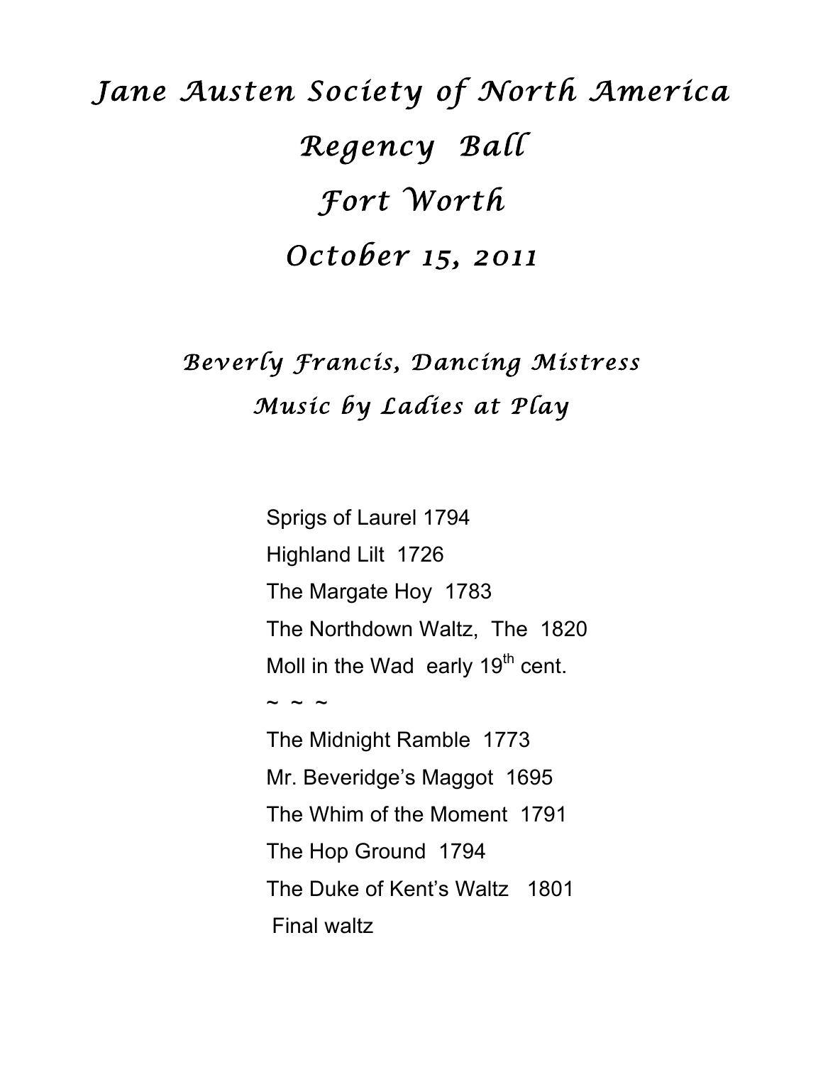# Jane Austen Society of North America

# Regency Ball

# Fort Worth

# October 15, 2011

## Beverly Francis, Dancing Mistress

## Music by Ladies at Play

Sprigs of Laurel 1794

Highland Lilt 1726

The Margate Hoy 1783

The Northdown Waltz, The 1820

Moll in the Wad early 19th cent.

~ ~ ~

The Midnight Ramble 1773

Mr. Beveridge's Maggot 1695

The Whim of the Moment 1791

The Hop Ground 1794

The Duke of Kent's Waltz 1801

Final waltz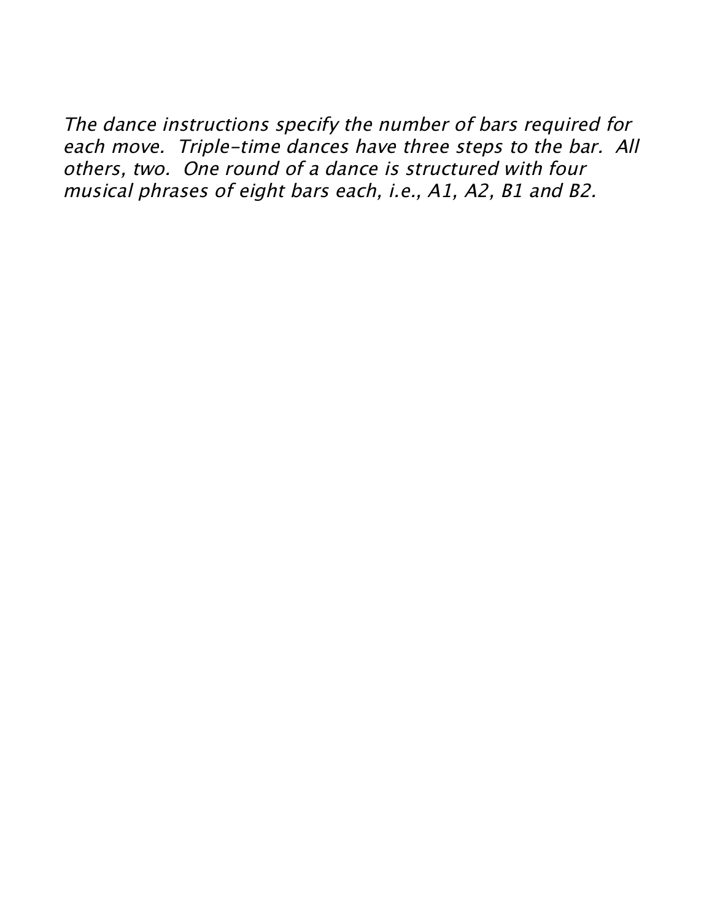*The dance instructions specify the number of bars required for each move. Triple-time dances have three steps to the bar. All others, two. One round of a dance is structured with four musical phrases of eight bars each, i.e., A1, A2, B1 and B2.*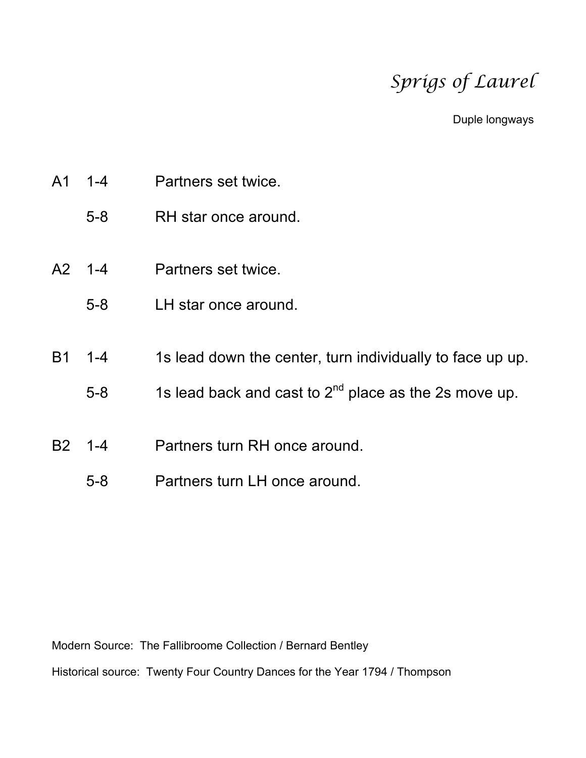# *Sprigs of Laurel*

Duple longways

| | | |
|---|---|---|
| A1 | 1-4 | Partners set twice. |
| | 5-8 | RH star once around. |
| A2 | 1-4 | Partners set twice. |
| | 5-8 | LH star once around. |
| B1 | 1-4 | 1s lead down the center, turn individually to face up up. |
| | 5-8 | 1s lead back and cast to 2nd place as the 2s move up. |
| B2 | 1-4 | Partners turn RH once around. |
| | 5-8 | Partners turn LH once around. |

Modern Source: The Fallibroome Collection / Bernard Bentley

Historical source: Twenty Four Country Dances for the Year 1794 / Thompson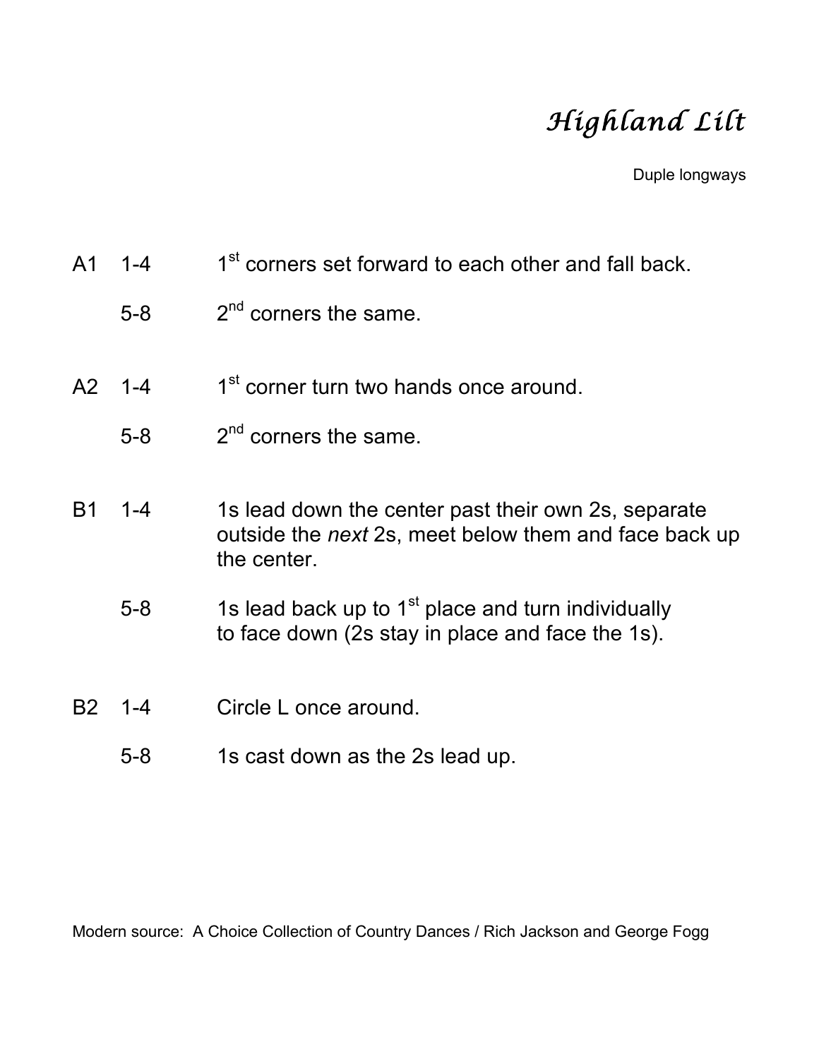# *Highland Lilt*

Duple longways

| | | |
|---|---|---|
| A1 | 1-4 | 1st corners set forward to each other and fall back. |
| | 5-8 | 2nd corners the same. |
| A2 | 1-4 | 1st corner turn two hands once around. |
| | 5-8 | 2nd corners the same. |
| B1 | 1-4 | 1s lead down the center past their own 2s, separate outside the *next* 2s, meet below them and face back up the center. |
| | 5-8 | 1s lead back up to 1st place and turn individually to face down (2s stay in place and face the 1s). |
| B2 | 1-4 | Circle L once around. |
| | 5-8 | 1s cast down as the 2s lead up. |

Modern source: A Choice Collection of Country Dances / Rich Jackson and George Fogg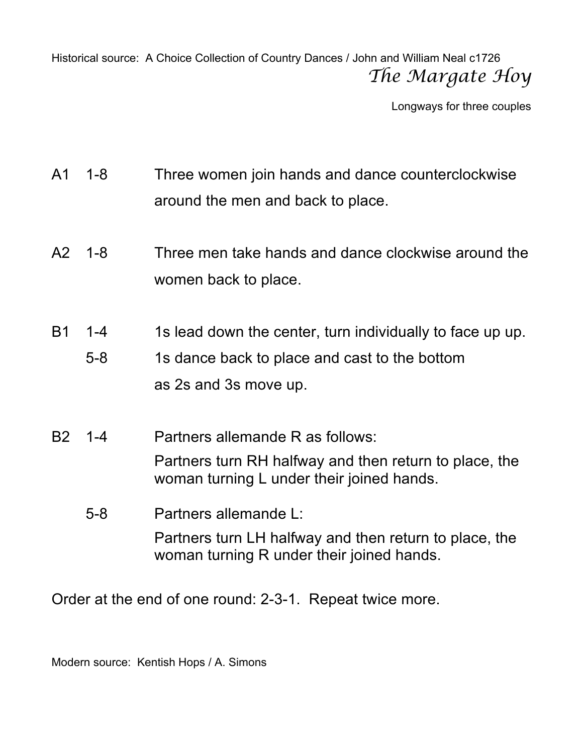Historical source: A Choice Collection of Country Dances / John and William Neal c1726

# *The Margate Hoy*

Longways for three couples

| | | |
|---|---|---|
| A1 | 1-8 | Three women join hands and dance counterclockwise around the men and back to place. |
| A2 | 1-8 | Three men take hands and dance clockwise around the women back to place. |
| B1 | 1-4 | 1s lead down the center, turn individually to face up up. |
| | 5-8 | 1s dance back to place and cast to the bottom as 2s and 3s move up. |
| B2 | 1-4 | Partners allemande R as follows: Partners turn RH halfway and then return to place, the woman turning L under their joined hands. |
| | 5-8 | Partners allemande L: Partners turn LH halfway and then return to place, the woman turning R under their joined hands. |

Order at the end of one round: 2-3-1. Repeat twice more.

Modern source: Kentish Hops / A. Simons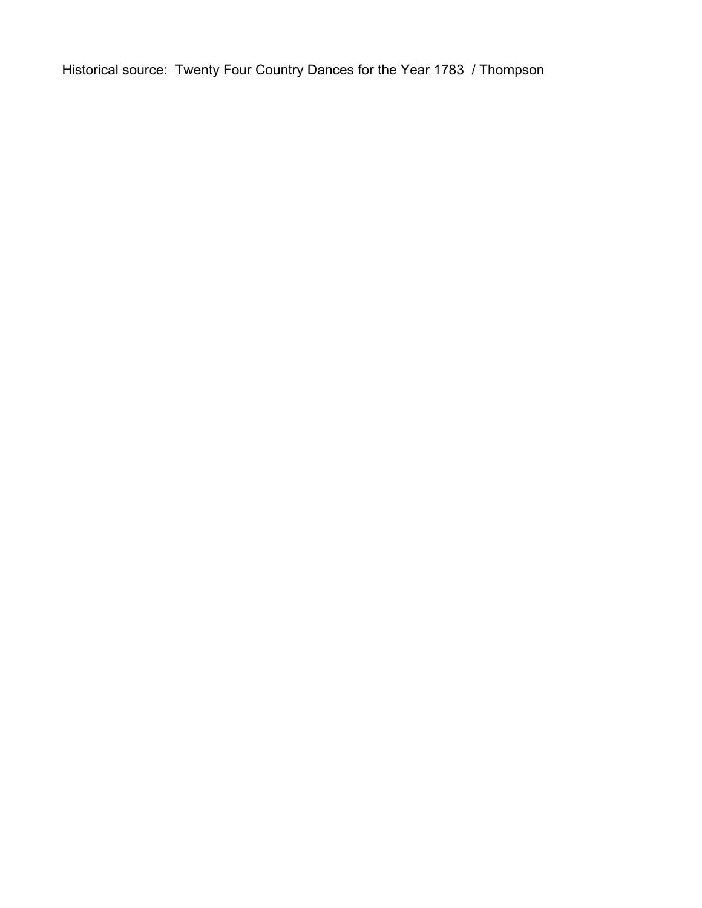Historical source:  Twenty Four Country Dances for the Year 1783  / Thompson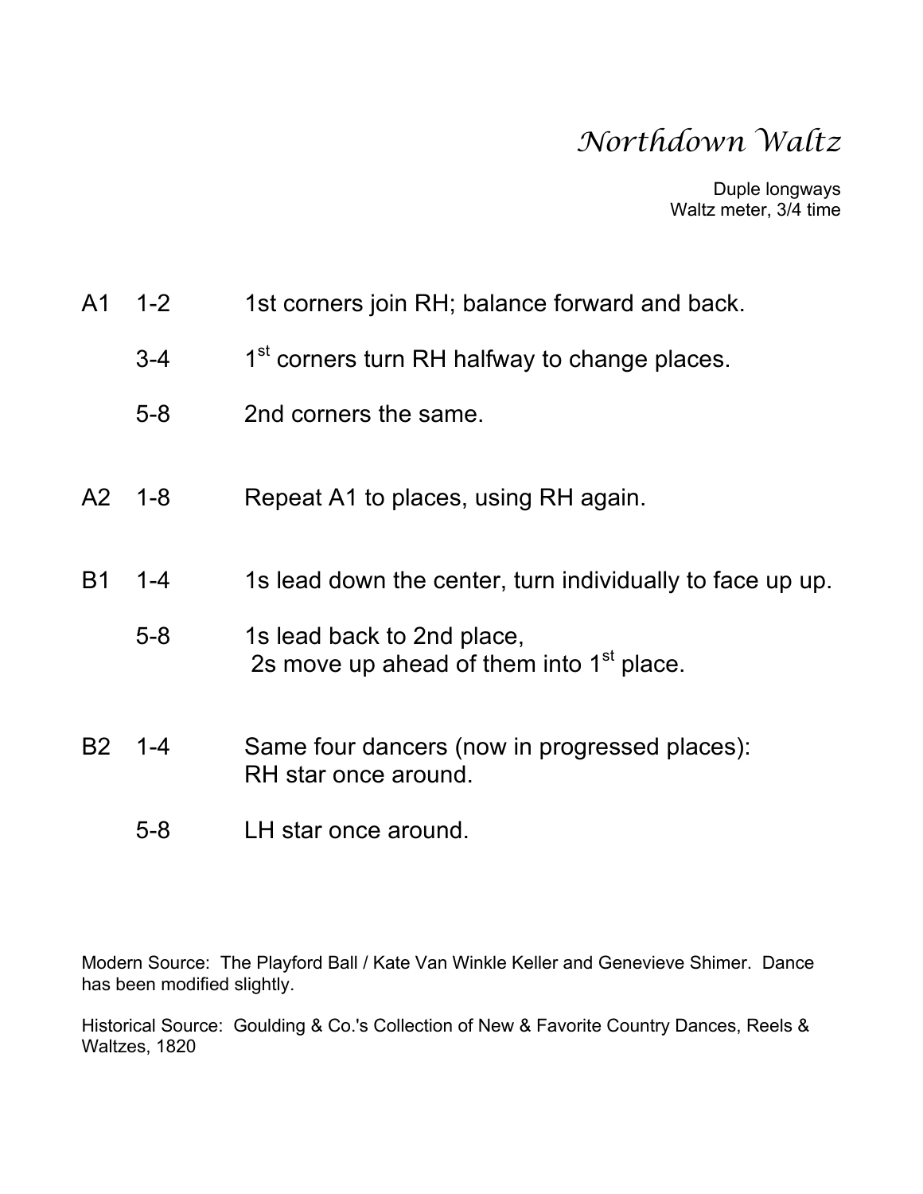# *Northdown Waltz*

Duple longways
Waltz meter, 3/4 time

| | | |
|---|---|---|
| A1 | 1-2 | 1st corners join RH; balance forward and back. |
| | 3-4 | 1st corners turn RH halfway to change places. |
| | 5-8 | 2nd corners the same. |
| A2 | 1-8 | Repeat A1 to places, using RH again. |
| B1 | 1-4 | 1s lead down the center, turn individually to face up up. |
| | 5-8 | 1s lead back to 2nd place, 2s move up ahead of them into 1st place. |
| B2 | 1-4 | Same four dancers (now in progressed places): RH star once around. |
| | 5-8 | LH star once around. |

Modern Source: The Playford Ball / Kate Van Winkle Keller and Genevieve Shimer. Dance has been modified slightly.

Historical Source: Goulding & Co.'s Collection of New & Favorite Country Dances, Reels & Waltzes, 1820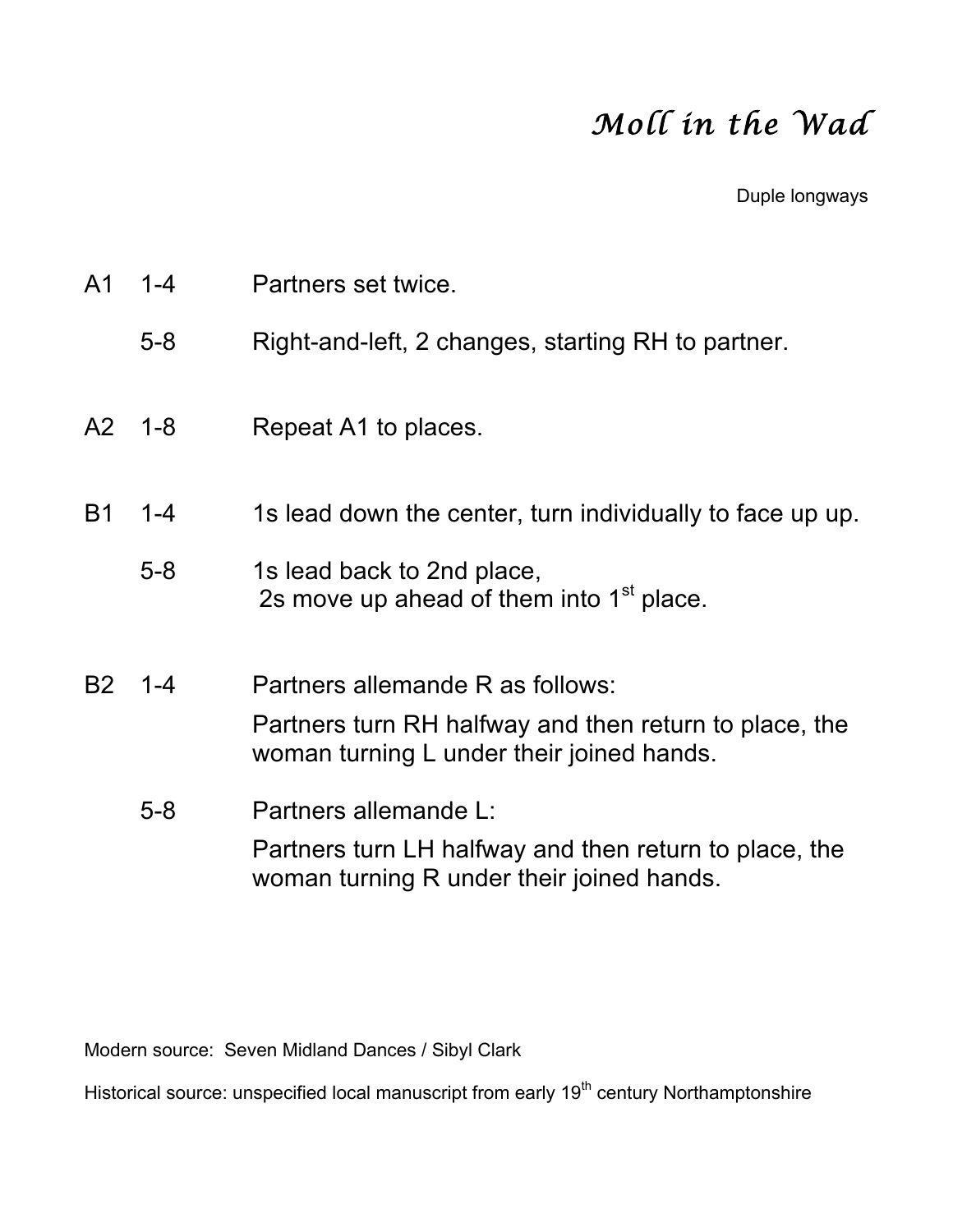# *Moll in the Wad*

Duple longways

| | | |
|---|---|---|
| A1 | 1-4 | Partners set twice. |
| | 5-8 | Right-and-left, 2 changes, starting RH to partner. |
| A2 | 1-8 | Repeat A1 to places. |
| B1 | 1-4 | 1s lead down the center, turn individually to face up up. |
| | 5-8 | 1s lead back to 2nd place, 2s move up ahead of them into 1st place. |
| B2 | 1-4 | Partners allemande R as follows: Partners turn RH halfway and then return to place, the woman turning L under their joined hands. |
| | 5-8 | Partners allemande L: Partners turn LH halfway and then return to place, the woman turning R under their joined hands. |

Modern source: Seven Midland Dances / Sibyl Clark

Historical source: unspecified local manuscript from early 19th century Northamptonshire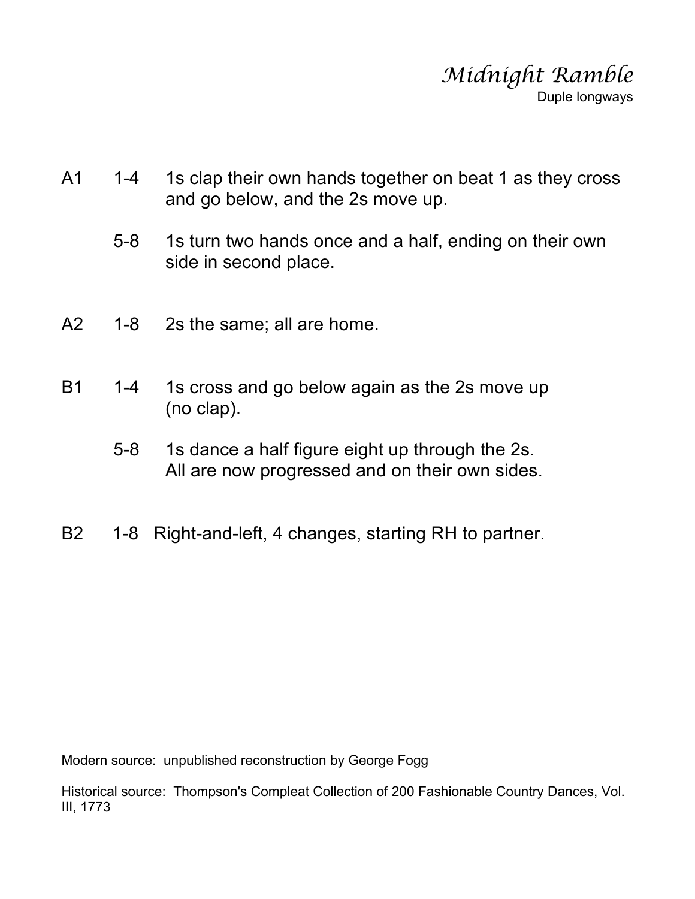# *Midnight Ramble*

Duple longways

| | | |
|---|---|---|
| A1 | 1-4 | 1s clap their own hands together on beat 1 as they cross and go below, and the 2s move up. |
| | 5-8 | 1s turn two hands once and a half, ending on their own side in second place. |
| A2 | 1-8 | 2s the same; all are home. |
| B1 | 1-4 | 1s cross and go below again as the 2s move up (no clap). |
| | 5-8 | 1s dance a half figure eight up through the 2s. All are now progressed and on their own sides. |
| B2 | 1-8 | Right-and-left, 4 changes, starting RH to partner. |

Modern source: unpublished reconstruction by George Fogg

Historical source: Thompson's Compleat Collection of 200 Fashionable Country Dances, Vol. III, 1773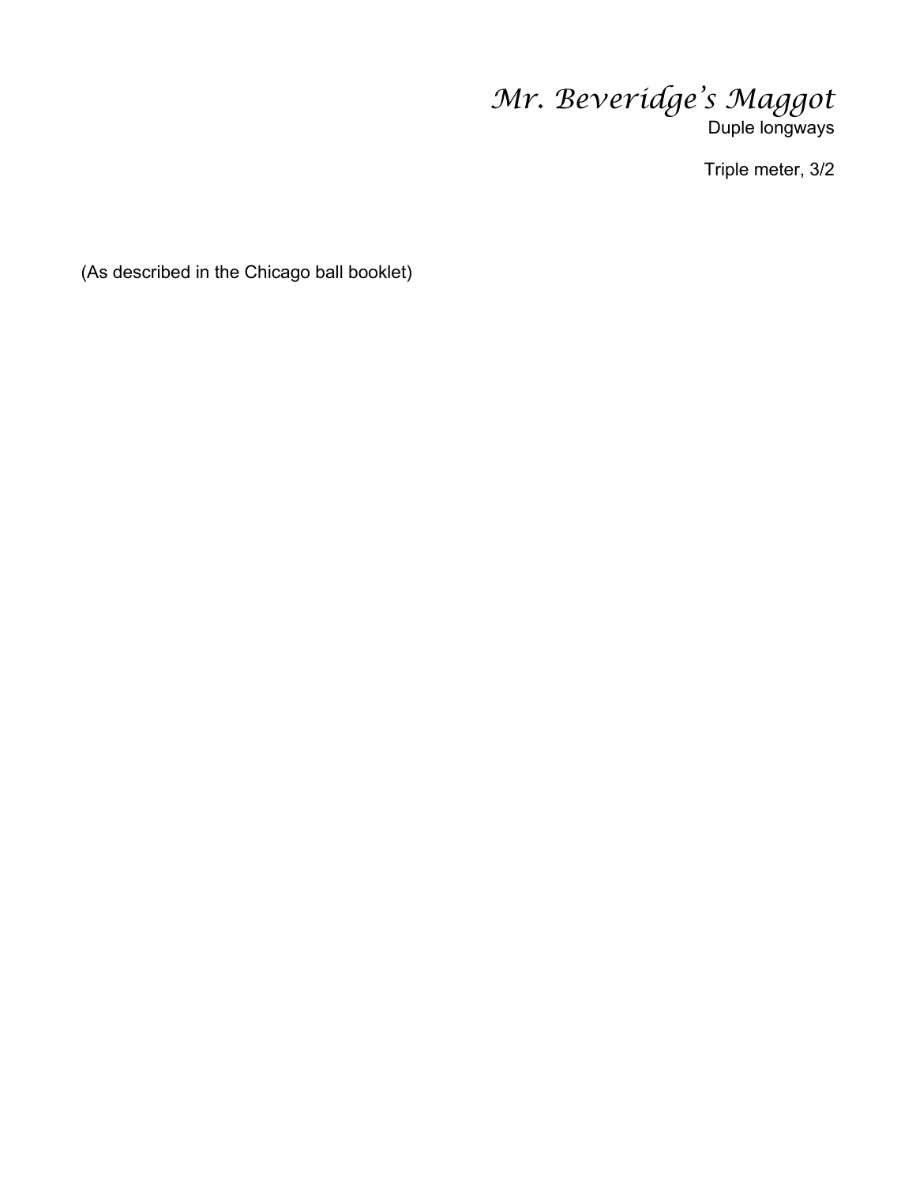# *Mr. Beveridge's Maggot*

Duple longways

Triple meter, 3/2

(As described in the Chicago ball booklet)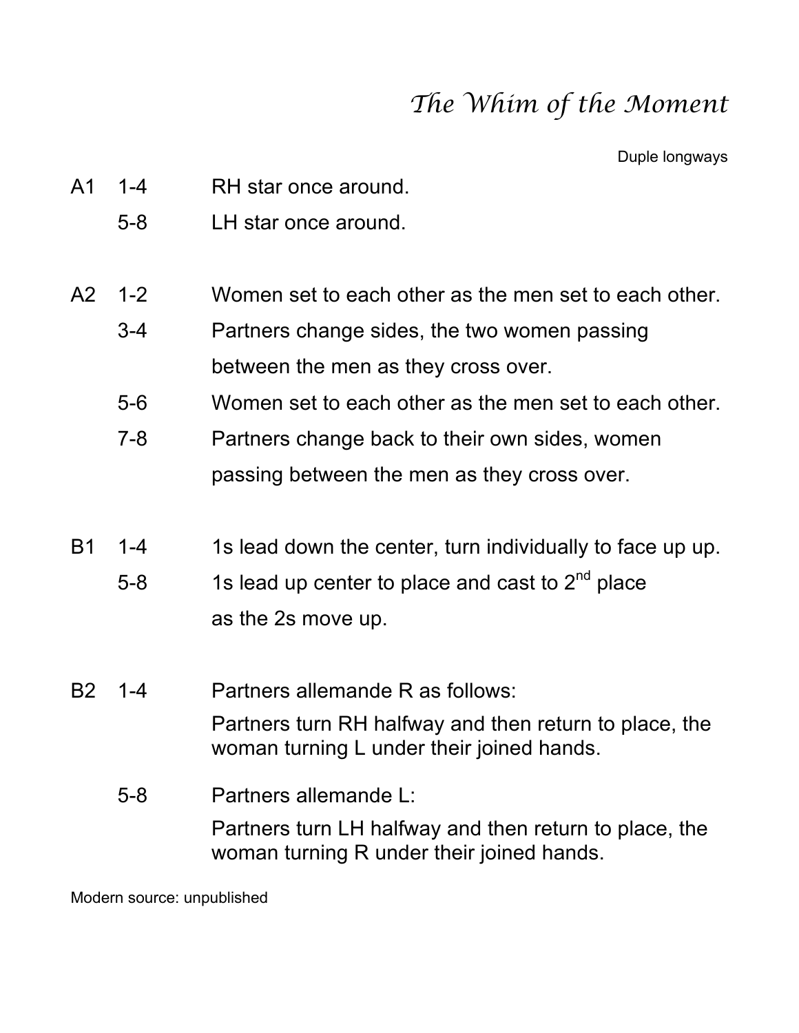# *The Whim of the Moment*

Duple longways

| | | |
|---|---|---|
| A1 | 1-4 | RH star once around. |
| | 5-8 | LH star once around. |
| A2 | 1-2 | Women set to each other as the men set to each other. |
| | 3-4 | Partners change sides, the two women passing between the men as they cross over. |
| | 5-6 | Women set to each other as the men set to each other. |
| | 7-8 | Partners change back to their own sides, women passing between the men as they cross over. |
| B1 | 1-4 | 1s lead down the center, turn individually to face up up. |
| | 5-8 | 1s lead up center to place and cast to 2nd place as the 2s move up. |
| B2 | 1-4 | Partners allemande R as follows: Partners turn RH halfway and then return to place, the woman turning L under their joined hands. |
| | 5-8 | Partners allemande L: Partners turn LH halfway and then return to place, the woman turning R under their joined hands. |

Modern source: unpublished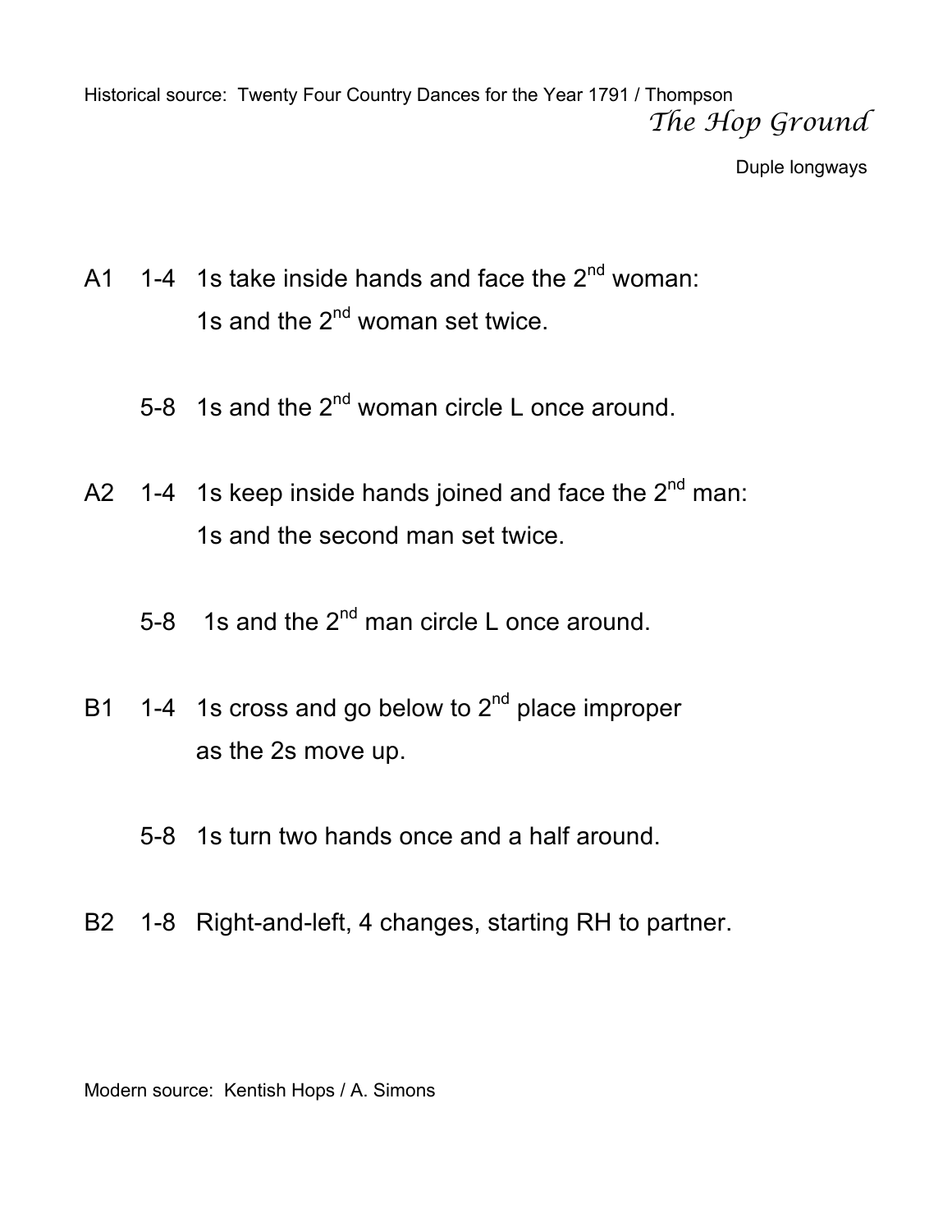Historical source: Twenty Four Country Dances for the Year 1791 / Thompson

# *The Hop Ground*

Duple longways

A1 1-4 1s take inside hands and face the 2nd woman:
1s and the 2nd woman set twice.

5-8 1s and the 2nd woman circle L once around.

A2 1-4 1s keep inside hands joined and face the 2nd man:
1s and the second man set twice.

5-8 1s and the 2nd man circle L once around.

B1 1-4 1s cross and go below to 2nd place improper
as the 2s move up.

5-8 1s turn two hands once and a half around.

B2 1-8 Right-and-left, 4 changes, starting RH to partner.

Modern source: Kentish Hops / A. Simons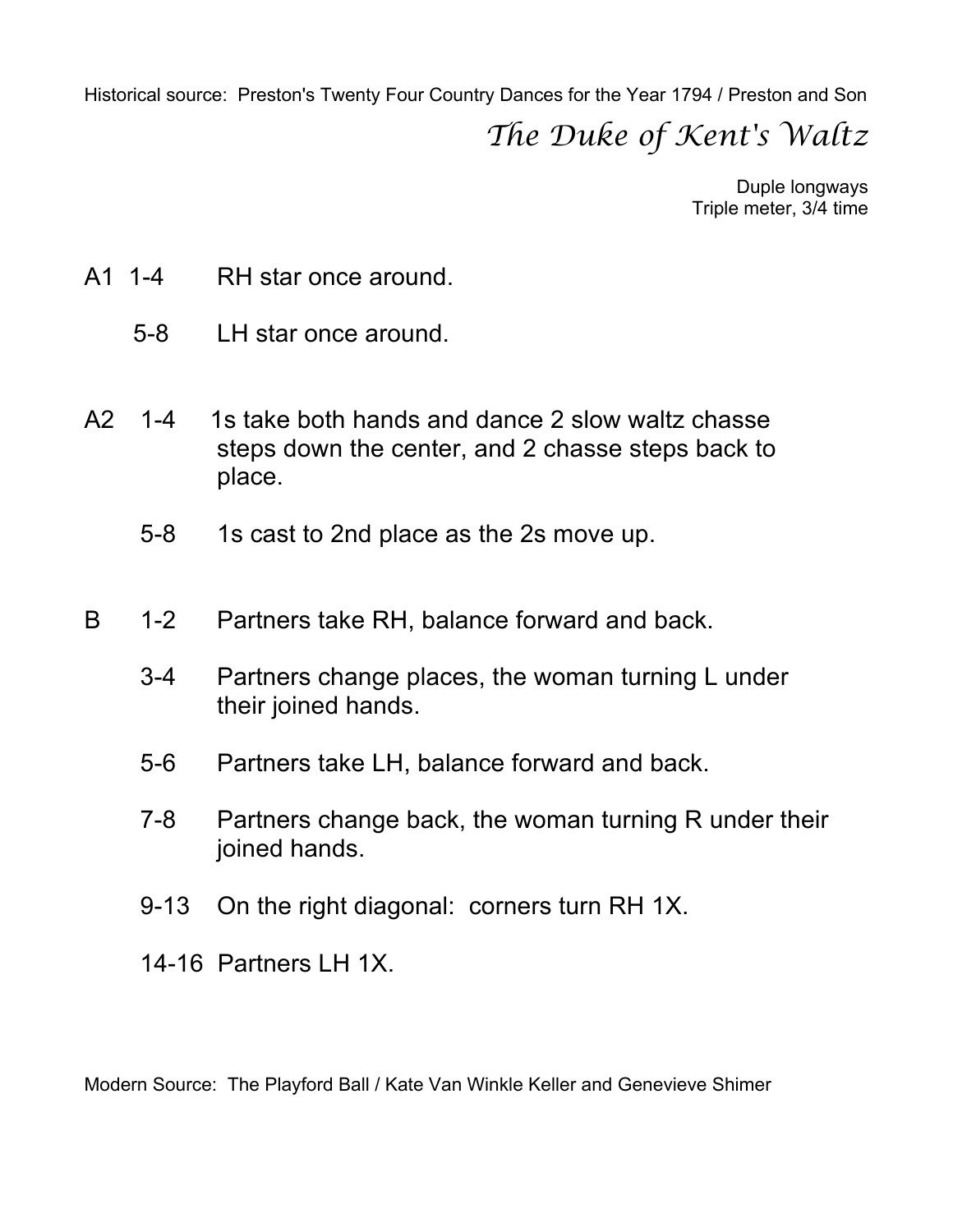Historical source: Preston's Twenty Four Country Dances for the Year 1794 / Preston and Son

# *The Duke of Kent's Waltz*

Duple longways
Triple meter, 3/4 time

A1 1-4 RH star once around.

5-8 LH star once around.

A2 1-4 1s take both hands and dance 2 slow waltz chasse steps down the center, and 2 chasse steps back to place.

5-8 1s cast to 2nd place as the 2s move up.

B 1-2 Partners take RH, balance forward and back.

3-4 Partners change places, the woman turning L under their joined hands.

5-6 Partners take LH, balance forward and back.

7-8 Partners change back, the woman turning R under their joined hands.

9-13 On the right diagonal: corners turn RH 1X.

14-16 Partners LH 1X.

Modern Source: The Playford Ball / Kate Van Winkle Keller and Genevieve Shimer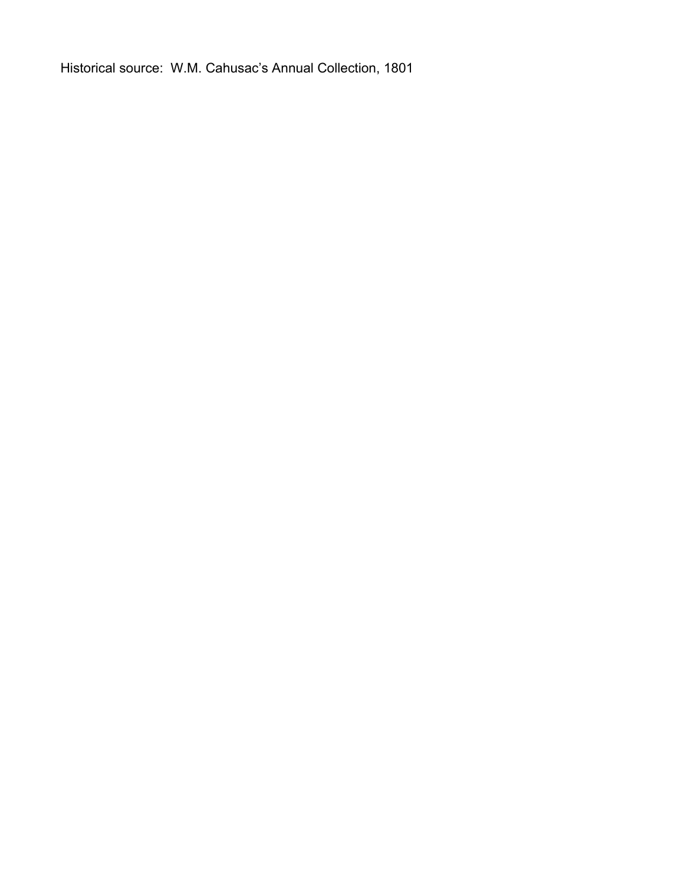Historical source:  W.M. Cahusac’s Annual Collection, 1801